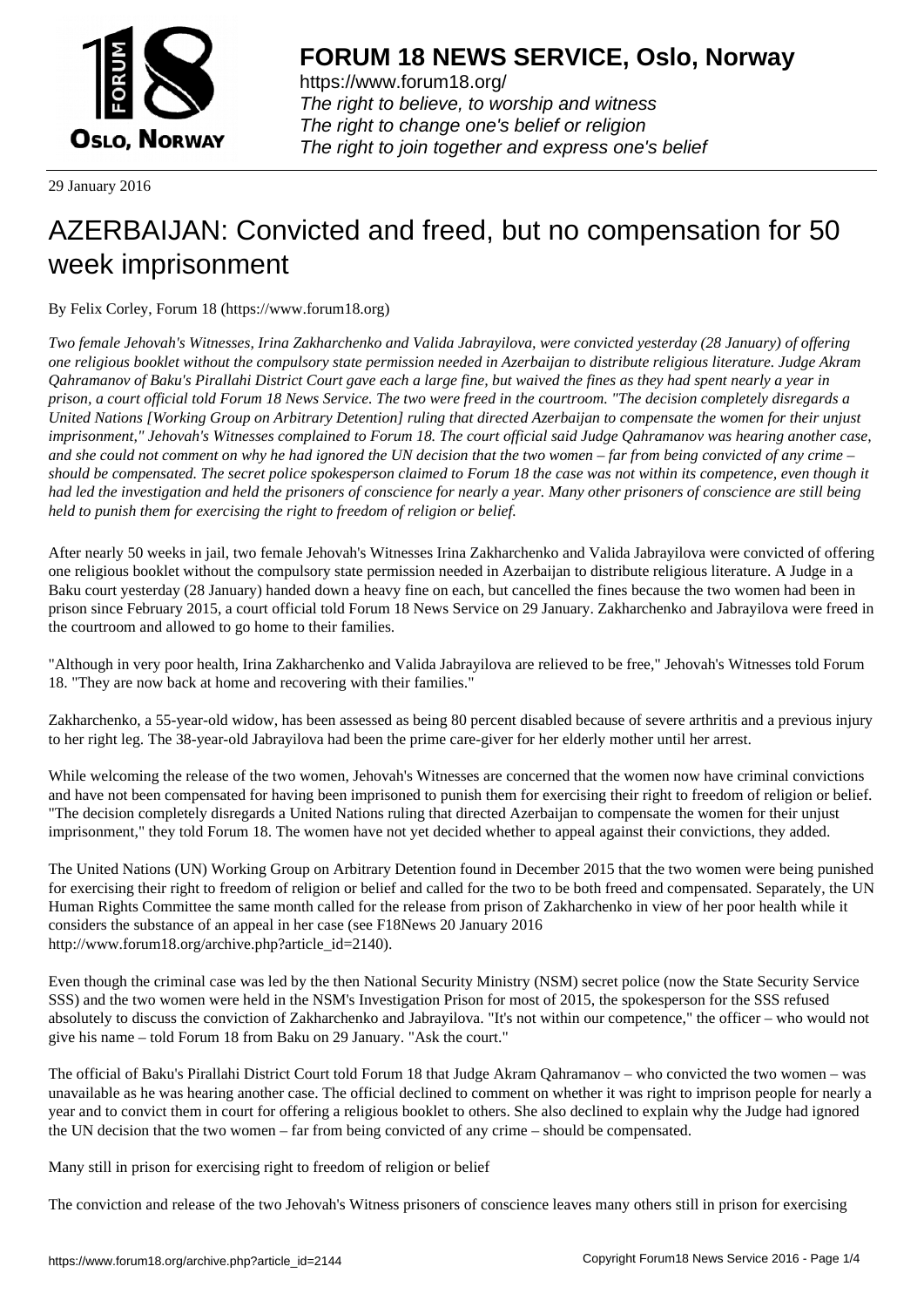FORUM 18 NEWS SERVICE, Oslo, Norway

https://www.forum18.org/
The right to believe, to worship and witness
The right to change one's belief or religion
The right to join together and express one's belief

29 January 2016

# AZERBAIJAN: Convicted and freed, but no compensation for 50 week imprisonment

By Felix Corley, Forum 18 (https://www.forum18.org)

*Two female Jehovah's Witnesses, Irina Zakharchenko and Valida Jabrayilova, were convicted yesterday (28 January) of offering one religious booklet without the compulsory state permission needed in Azerbaijan to distribute religious literature. Judge Akram Qahramanov of Baku's Pirallahi District Court gave each a large fine, but waived the fines as they had spent nearly a year in prison, a court official told Forum 18 News Service. The two were freed in the courtroom. "The decision completely disregards a United Nations [Working Group on Arbitrary Detention] ruling that directed Azerbaijan to compensate the women for their unjust imprisonment," Jehovah's Witnesses complained to Forum 18. The court official said Judge Qahramanov was hearing another case, and she could not comment on why he had ignored the UN decision that the two women – far from being convicted of any crime – should be compensated. The secret police spokesperson claimed to Forum 18 the case was not within its competence, even though it had led the investigation and held the prisoners of conscience for nearly a year. Many other prisoners of conscience are still being held to punish them for exercising the right to freedom of religion or belief.*

After nearly 50 weeks in jail, two female Jehovah's Witnesses Irina Zakharchenko and Valida Jabrayilova were convicted of offering one religious booklet without the compulsory state permission needed in Azerbaijan to distribute religious literature. A Judge in a Baku court yesterday (28 January) handed down a heavy fine on each, but cancelled the fines because the two women had been in prison since February 2015, a court official told Forum 18 News Service on 29 January. Zakharchenko and Jabrayilova were freed in the courtroom and allowed to go home to their families.

"Although in very poor health, Irina Zakharchenko and Valida Jabrayilova are relieved to be free," Jehovah's Witnesses told Forum 18. "They are now back at home and recovering with their families."

Zakharchenko, a 55-year-old widow, has been assessed as being 80 percent disabled because of severe arthritis and a previous injury to her right leg. The 38-year-old Jabrayilova had been the prime care-giver for her elderly mother until her arrest.

While welcoming the release of the two women, Jehovah's Witnesses are concerned that the women now have criminal convictions and have not been compensated for having been imprisoned to punish them for exercising their right to freedom of religion or belief. "The decision completely disregards a United Nations ruling that directed Azerbaijan to compensate the women for their unjust imprisonment," they told Forum 18. The women have not yet decided whether to appeal against their convictions, they added.

The United Nations (UN) Working Group on Arbitrary Detention found in December 2015 that the two women were being punished for exercising their right to freedom of religion or belief and called for the two to be both freed and compensated. Separately, the UN Human Rights Committee the same month called for the release from prison of Zakharchenko in view of her poor health while it considers the substance of an appeal in her case (see F18News 20 January 2016 http://www.forum18.org/archive.php?article_id=2140).

Even though the criminal case was led by the then National Security Ministry (NSM) secret police (now the State Security Service SSS) and the two women were held in the NSM's Investigation Prison for most of 2015, the spokesperson for the SSS refused absolutely to discuss the conviction of Zakharchenko and Jabrayilova. "It's not within our competence," the officer – who would not give his name – told Forum 18 from Baku on 29 January. "Ask the court."

The official of Baku's Pirallahi District Court told Forum 18 that Judge Akram Qahramanov – who convicted the two women – was unavailable as he was hearing another case. The official declined to comment on whether it was right to imprison people for nearly a year and to convict them in court for offering a religious booklet to others. She also declined to explain why the Judge had ignored the UN decision that the two women – far from being convicted of any crime – should be compensated.

## Many still in prison for exercising right to freedom of religion or belief

The conviction and release of the two Jehovah's Witness prisoners of conscience leaves many others still in prison for exercising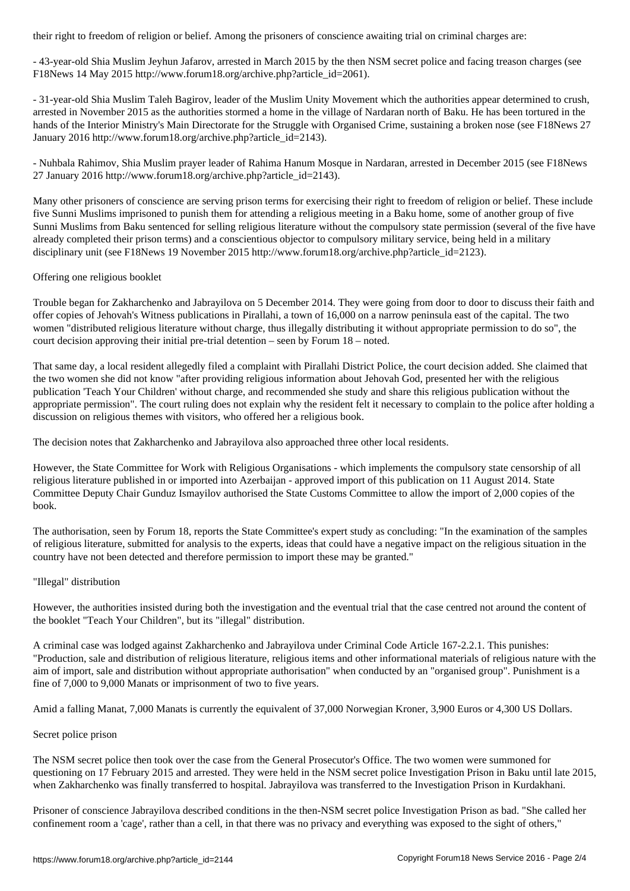their right to freedom of religion or belief. Among the prisoners of conscience awaiting trial on criminal charges are:

- 43-year-old Shia Muslim Jeyhun Jafarov, arrested in March 2015 by the then NSM secret police and facing treason charges (see F18News 14 May 2015 http://www.forum18.org/archive.php?article_id=2061).

- 31-year-old Shia Muslim Taleh Bagirov, leader of the Muslim Unity Movement which the authorities appear determined to crush, arrested in November 2015 as the authorities stormed a home in the village of Nardaran north of Baku. He has been tortured in the hands of the Interior Ministry's Main Directorate for the Struggle with Organised Crime, sustaining a broken nose (see F18News 27 January 2016 http://www.forum18.org/archive.php?article_id=2143).

- Nuhbala Rahimov, Shia Muslim prayer leader of Rahima Hanum Mosque in Nardaran, arrested in December 2015 (see F18News 27 January 2016 http://www.forum18.org/archive.php?article_id=2143).

Many other prisoners of conscience are serving prison terms for exercising their right to freedom of religion or belief. These include five Sunni Muslims imprisoned to punish them for attending a religious meeting in a Baku home, some of another group of five Sunni Muslims from Baku sentenced for selling religious literature without the compulsory state permission (several of the five have already completed their prison terms) and a conscientious objector to compulsory military service, being held in a military disciplinary unit (see F18News 19 November 2015 http://www.forum18.org/archive.php?article_id=2123).

Offering one religious booklet

Trouble began for Zakharchenko and Jabrayilova on 5 December 2014. They were going from door to door to discuss their faith and offer copies of Jehovah's Witness publications in Pirallahi, a town of 16,000 on a narrow peninsula east of the capital. The two women "distributed religious literature without charge, thus illegally distributing it without appropriate permission to do so", the court decision approving their initial pre-trial detention – seen by Forum 18 – noted.

That same day, a local resident allegedly filed a complaint with Pirallahi District Police, the court decision added. She claimed that the two women she did not know "after providing religious information about Jehovah God, presented her with the religious publication 'Teach Your Children' without charge, and recommended she study and share this religious publication without the appropriate permission". The court ruling does not explain why the resident felt it necessary to complain to the police after holding a discussion on religious themes with visitors, who offered her a religious book.

The decision notes that Zakharchenko and Jabrayilova also approached three other local residents.

However, the State Committee for Work with Religious Organisations - which implements the compulsory state censorship of all religious literature published in or imported into Azerbaijan - approved import of this publication on 11 August 2014. State Committee Deputy Chair Gunduz Ismayilov authorised the State Customs Committee to allow the import of 2,000 copies of the book.

The authorisation, seen by Forum 18, reports the State Committee's expert study as concluding: "In the examination of the samples of religious literature, submitted for analysis to the experts, ideas that could have a negative impact on the religious situation in the country have not been detected and therefore permission to import these may be granted."

"Illegal" distribution

However, the authorities insisted during both the investigation and the eventual trial that the case centred not around the content of the booklet "Teach Your Children", but its "illegal" distribution.

A criminal case was lodged against Zakharchenko and Jabrayilova under Criminal Code Article 167-2.2.1. This punishes: "Production, sale and distribution of religious literature, religious items and other informational materials of religious nature with the aim of import, sale and distribution without appropriate authorisation" when conducted by an "organised group". Punishment is a fine of 7,000 to 9,000 Manats or imprisonment of two to five years.

Amid a falling Manat, 7,000 Manats is currently the equivalent of 37,000 Norwegian Kroner, 3,900 Euros or 4,300 US Dollars.

Secret police prison

The NSM secret police then took over the case from the General Prosecutor's Office. The two women were summoned for questioning on 17 February 2015 and arrested. They were held in the NSM secret police Investigation Prison in Baku until late 2015, when Zakharchenko was finally transferred to hospital. Jabrayilova was transferred to the Investigation Prison in Kurdakhani.

Prisoner of conscience Jabrayilova described conditions in the then-NSM secret police Investigation Prison as bad. "She called her confinement room a 'cage', rather than a cell, in that there was no privacy and everything was exposed to the sight of others,"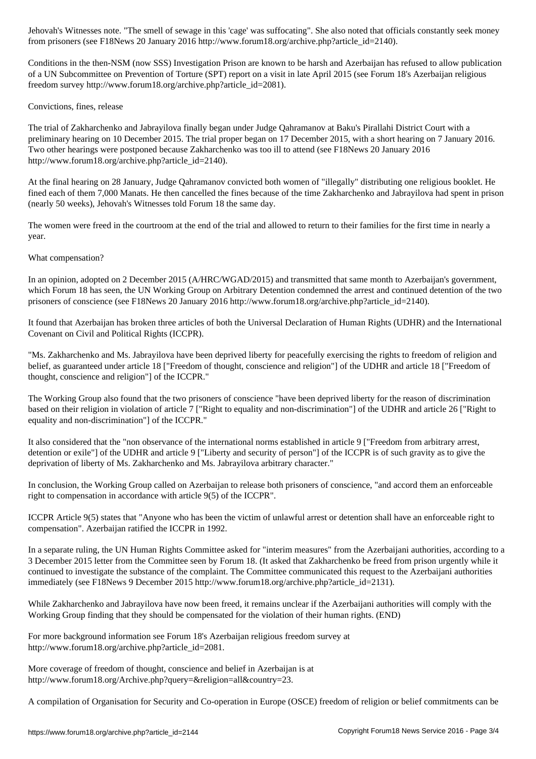Jehovah's Witnesses note. "The smell of sewage in this 'cage' was suffocating". She also noted that officials constantly seek money from prisoners (see F18News 20 January 2016 http://www.forum18.org/archive.php?article_id=2140).

Conditions in the then-NSM (now SSS) Investigation Prison are known to be harsh and Azerbaijan has refused to allow publication of a UN Subcommittee on Prevention of Torture (SPT) report on a visit in late April 2015 (see Forum 18's Azerbaijan religious freedom survey http://www.forum18.org/archive.php?article_id=2081).

## Convictions, fines, release

The trial of Zakharchenko and Jabrayilova finally began under Judge Qahramanov at Baku's Pirallahi District Court with a preliminary hearing on 10 December 2015. The trial proper began on 17 December 2015, with a short hearing on 7 January 2016. Two other hearings were postponed because Zakharchenko was too ill to attend (see F18News 20 January 2016 http://www.forum18.org/archive.php?article_id=2140).

At the final hearing on 28 January, Judge Qahramanov convicted both women of "illegally" distributing one religious booklet. He fined each of them 7,000 Manats. He then cancelled the fines because of the time Zakharchenko and Jabrayilova had spent in prison (nearly 50 weeks), Jehovah's Witnesses told Forum 18 the same day.

The women were freed in the courtroom at the end of the trial and allowed to return to their families for the first time in nearly a year.

## What compensation?

In an opinion, adopted on 2 December 2015 (A/HRC/WGAD/2015) and transmitted that same month to Azerbaijan's government, which Forum 18 has seen, the UN Working Group on Arbitrary Detention condemned the arrest and continued detention of the two prisoners of conscience (see F18News 20 January 2016 http://www.forum18.org/archive.php?article_id=2140).

It found that Azerbaijan has broken three articles of both the Universal Declaration of Human Rights (UDHR) and the International Covenant on Civil and Political Rights (ICCPR).

"Ms. Zakharchenko and Ms. Jabrayilova have been deprived liberty for peacefully exercising the rights to freedom of religion and belief, as guaranteed under article 18 ["Freedom of thought, conscience and religion"] of the UDHR and article 18 ["Freedom of thought, conscience and religion"] of the ICCPR."

The Working Group also found that the two prisoners of conscience "have been deprived liberty for the reason of discrimination based on their religion in violation of article 7 ["Right to equality and non-discrimination"] of the UDHR and article 26 ["Right to equality and non-discrimination"] of the ICCPR."

It also considered that the "non observance of the international norms established in article 9 ["Freedom from arbitrary arrest, detention or exile"] of the UDHR and article 9 ["Liberty and security of person"] of the ICCPR is of such gravity as to give the deprivation of liberty of Ms. Zakharchenko and Ms. Jabrayilova arbitrary character."

In conclusion, the Working Group called on Azerbaijan to release both prisoners of conscience, "and accord them an enforceable right to compensation in accordance with article 9(5) of the ICCPR".

ICCPR Article 9(5) states that "Anyone who has been the victim of unlawful arrest or detention shall have an enforceable right to compensation". Azerbaijan ratified the ICCPR in 1992.

In a separate ruling, the UN Human Rights Committee asked for "interim measures" from the Azerbaijani authorities, according to a 3 December 2015 letter from the Committee seen by Forum 18. (It asked that Zakharchenko be freed from prison urgently while it continued to investigate the substance of the complaint. The Committee communicated this request to the Azerbaijani authorities immediately (see F18News 9 December 2015 http://www.forum18.org/archive.php?article_id=2131).

While Zakharchenko and Jabrayilova have now been freed, it remains unclear if the Azerbaijani authorities will comply with the Working Group finding that they should be compensated for the violation of their human rights. (END)

For more background information see Forum 18's Azerbaijan religious freedom survey at http://www.forum18.org/archive.php?article_id=2081.

More coverage of freedom of thought, conscience and belief in Azerbaijan is at http://www.forum18.org/Archive.php?query=&religion=all&country=23.

A compilation of Organisation for Security and Co-operation in Europe (OSCE) freedom of religion or belief commitments can be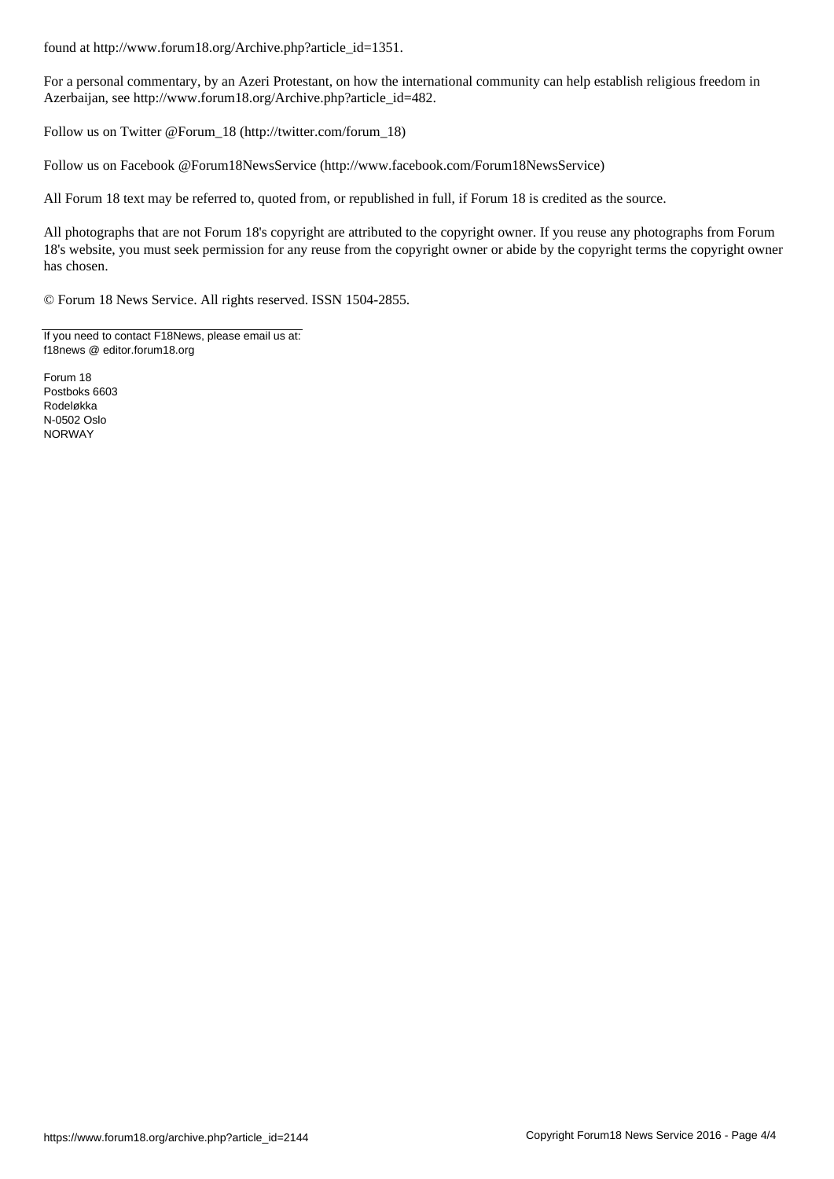found at http://www.forum18.org/Archive.php?article_id=1351.

For a personal commentary, by an Azeri Protestant, on how the international community can help establish religious freedom in Azerbaijan, see http://www.forum18.org/Archive.php?article_id=482.

Follow us on Twitter @Forum_18 (http://twitter.com/forum_18)

Follow us on Facebook @Forum18NewsService (http://www.facebook.com/Forum18NewsService)

All Forum 18 text may be referred to, quoted from, or republished in full, if Forum 18 is credited as the source.

All photographs that are not Forum 18's copyright are attributed to the copyright owner. If you reuse any photographs from Forum 18's website, you must seek permission for any reuse from the copyright owner or abide by the copyright terms the copyright owner has chosen.

© Forum 18 News Service. All rights reserved. ISSN 1504-2855.

If you need to contact F18News, please email us at:
f18news @ editor.forum18.org

Forum 18
Postboks 6603
Rodeløkka
N-0502 Oslo
NORWAY